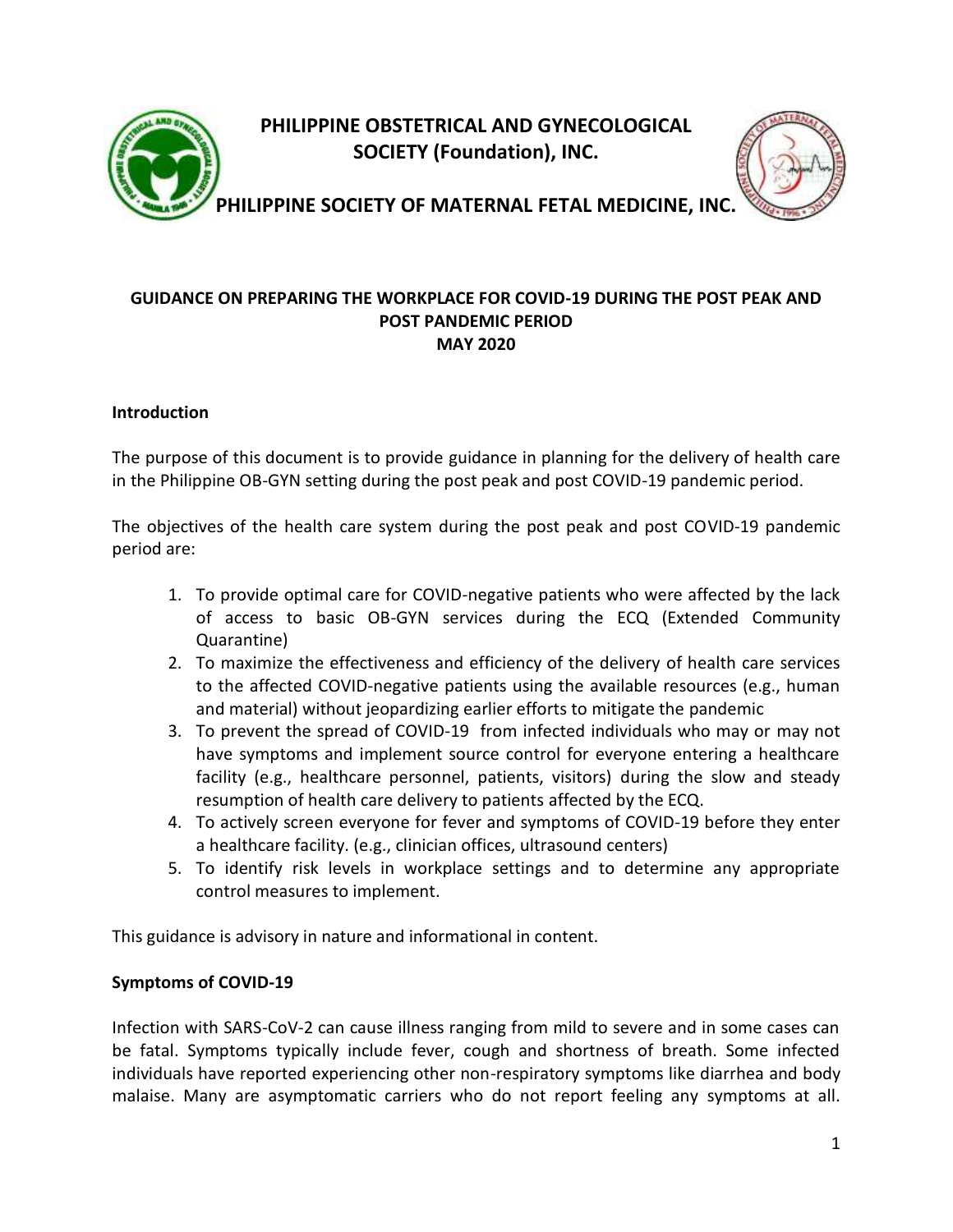# PHILIPPINE OBSTETRICAL AND GYNECOLOGICAL SOCIETY (Foundation), INC.

# PHILIPPINE SOCIETY OF MATERNAL FETAL MEDICINE, INC.

## GUIDANCE ON PREPARING THE WORKPLACE FOR COVID-19 DURING THE POST PEAK AND POST PANDEMIC PERIOD
## MAY 2020

### Introduction

The purpose of this document is to provide guidance in planning for the delivery of health care in the Philippine OB-GYN setting during the post peak and post COVID-19 pandemic period.

The objectives of the health care system during the post peak and post COVID-19 pandemic period are:

1. To provide optimal care for COVID-negative patients who were affected by the lack of access to basic OB-GYN services during the ECQ (Extended Community Quarantine)
2. To maximize the effectiveness and efficiency of the delivery of health care services to the affected COVID-negative patients using the available resources (e.g., human and material) without jeopardizing earlier efforts to mitigate the pandemic
3. To prevent the spread of COVID-19 from infected individuals who may or may not have symptoms and implement source control for everyone entering a healthcare facility (e.g., healthcare personnel, patients, visitors) during the slow and steady resumption of health care delivery to patients affected by the ECQ.
4. To actively screen everyone for fever and symptoms of COVID-19 before they enter a healthcare facility. (e.g., clinician offices, ultrasound centers)
5. To identify risk levels in workplace settings and to determine any appropriate control measures to implement.

This guidance is advisory in nature and informational in content.

### Symptoms of COVID-19

Infection with SARS-CoV-2 can cause illness ranging from mild to severe and in some cases can be fatal. Symptoms typically include fever, cough and shortness of breath. Some infected individuals have reported experiencing other non-respiratory symptoms like diarrhea and body malaise. Many are asymptomatic carriers who do not report feeling any symptoms at all.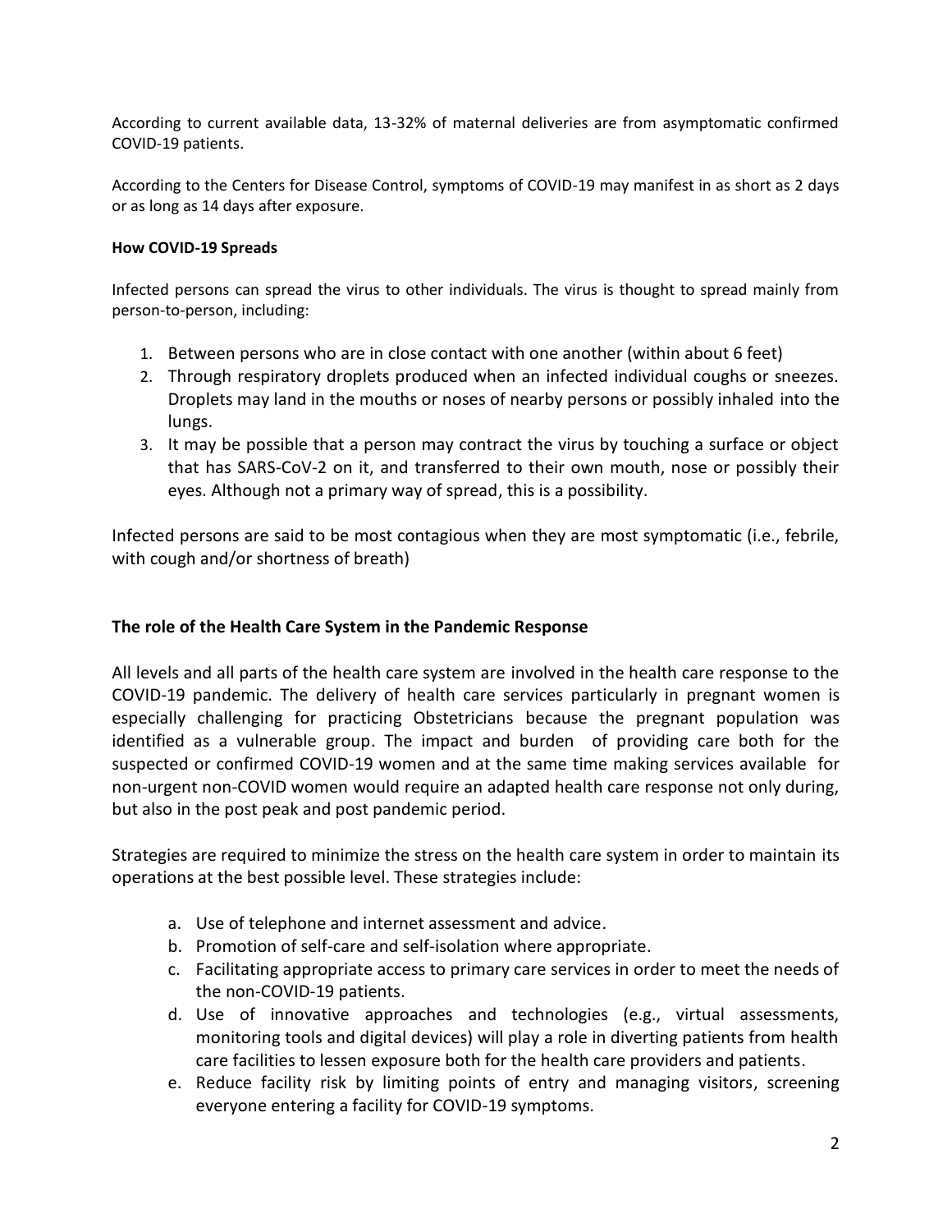According to current available data, 13-32% of maternal deliveries are from asymptomatic confirmed COVID-19 patients.

According to the Centers for Disease Control, symptoms of COVID-19 may manifest in as short as 2 days or as long as 14 days after exposure.

**How COVID-19 Spreads**

Infected persons can spread the virus to other individuals. The virus is thought to spread mainly from person-to-person, including:

1. Between persons who are in close contact with one another (within about 6 feet)
2. Through respiratory droplets produced when an infected individual coughs or sneezes. Droplets may land in the mouths or noses of nearby persons or possibly inhaled into the lungs.
3. It may be possible that a person may contract the virus by touching a surface or object that has SARS-CoV-2 on it, and transferred to their own mouth, nose or possibly their eyes. Although not a primary way of spread, this is a possibility.

Infected persons are said to be most contagious when they are most symptomatic (i.e., febrile, with cough and/or shortness of breath)

## The role of the Health Care System in the Pandemic Response

All levels and all parts of the health care system are involved in the health care response to the COVID-19 pandemic. The delivery of health care services particularly in pregnant women is especially challenging for practicing Obstetricians because the pregnant population was identified as a vulnerable group. The impact and burden of providing care both for the suspected or confirmed COVID-19 women and at the same time making services available for non-urgent non-COVID women would require an adapted health care response not only during, but also in the post peak and post pandemic period.

Strategies are required to minimize the stress on the health care system in order to maintain its operations at the best possible level. These strategies include:

a. Use of telephone and internet assessment and advice.
b. Promotion of self-care and self-isolation where appropriate.
c. Facilitating appropriate access to primary care services in order to meet the needs of the non-COVID-19 patients.
d. Use of innovative approaches and technologies (e.g., virtual assessments, monitoring tools and digital devices) will play a role in diverting patients from health care facilities to lessen exposure both for the health care providers and patients.
e. Reduce facility risk by limiting points of entry and managing visitors, screening everyone entering a facility for COVID-19 symptoms.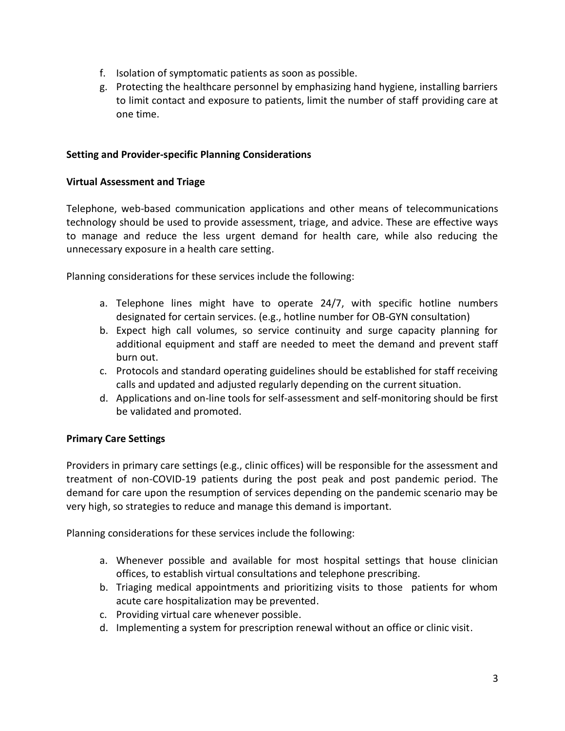f. Isolation of symptomatic patients as soon as possible.
g. Protecting the healthcare personnel by emphasizing hand hygiene, installing barriers to limit contact and exposure to patients, limit the number of staff providing care at one time.

**Setting and Provider-specific Planning Considerations**

**Virtual Assessment and Triage**

Telephone, web-based communication applications and other means of telecommunications technology should be used to provide assessment, triage, and advice. These are effective ways to manage and reduce the less urgent demand for health care, while also reducing the unnecessary exposure in a health care setting.

Planning considerations for these services include the following:

a. Telephone lines might have to operate 24/7, with specific hotline numbers designated for certain services. (e.g., hotline number for OB-GYN consultation)
b. Expect high call volumes, so service continuity and surge capacity planning for additional equipment and staff are needed to meet the demand and prevent staff burn out.
c. Protocols and standard operating guidelines should be established for staff receiving calls and updated and adjusted regularly depending on the current situation.
d. Applications and on-line tools for self-assessment and self-monitoring should be first be validated and promoted.

**Primary Care Settings**

Providers in primary care settings (e.g., clinic offices) will be responsible for the assessment and treatment of non-COVID-19 patients during the post peak and post pandemic period. The demand for care upon the resumption of services depending on the pandemic scenario may be very high, so strategies to reduce and manage this demand is important.

Planning considerations for these services include the following:

a. Whenever possible and available for most hospital settings that house clinician offices, to establish virtual consultations and telephone prescribing.
b. Triaging medical appointments and prioritizing visits to those patients for whom acute care hospitalization may be prevented.
c. Providing virtual care whenever possible.
d. Implementing a system for prescription renewal without an office or clinic visit.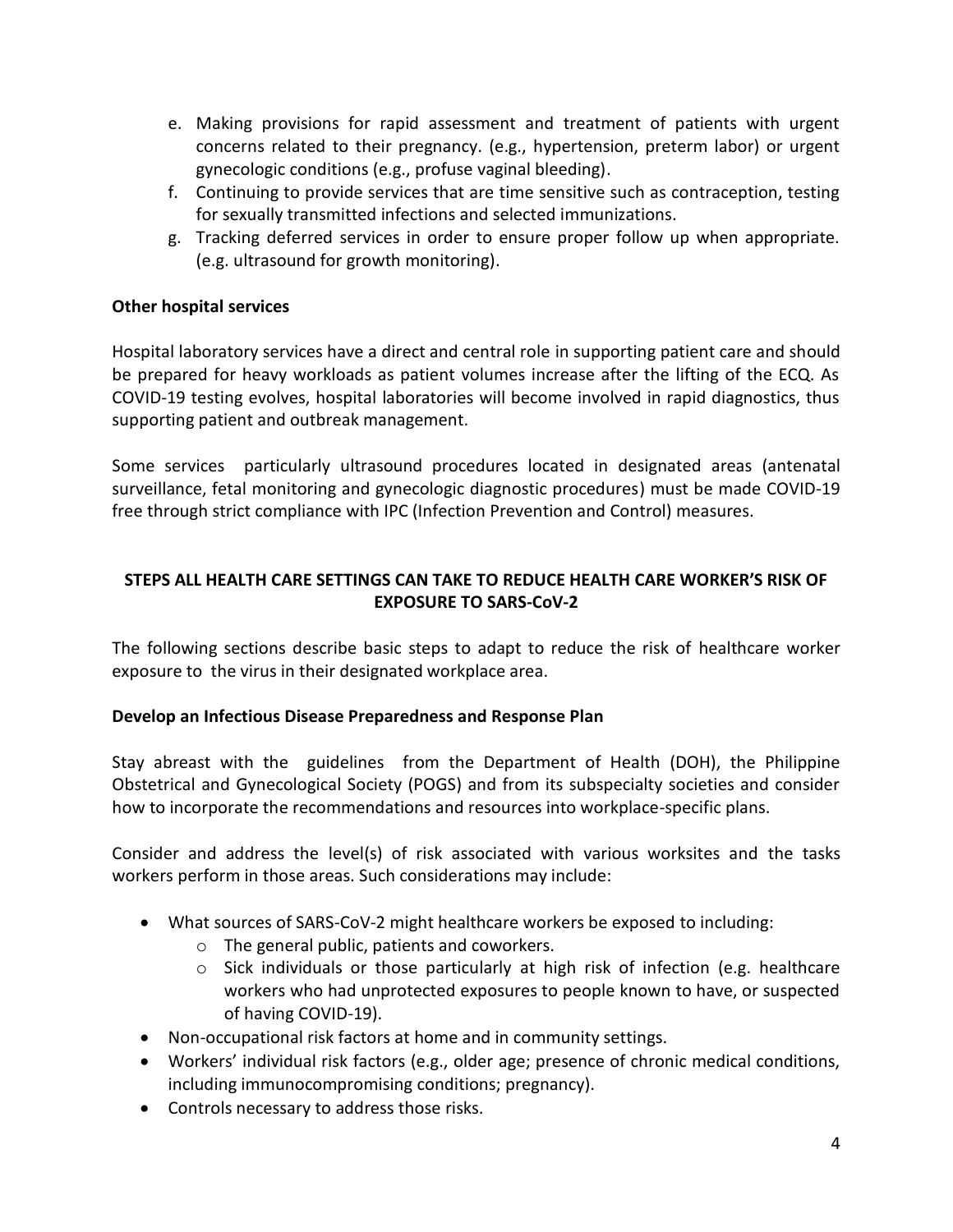e. Making provisions for rapid assessment and treatment of patients with urgent concerns related to their pregnancy. (e.g., hypertension, preterm labor) or urgent gynecologic conditions (e.g., profuse vaginal bleeding).
f. Continuing to provide services that are time sensitive such as contraception, testing for sexually transmitted infections and selected immunizations.
g. Tracking deferred services in order to ensure proper follow up when appropriate. (e.g. ultrasound for growth monitoring).

**Other hospital services**

Hospital laboratory services have a direct and central role in supporting patient care and should be prepared for heavy workloads as patient volumes increase after the lifting of the ECQ. As COVID-19 testing evolves, hospital laboratories will become involved in rapid diagnostics, thus supporting patient and outbreak management.

Some services particularly ultrasound procedures located in designated areas (antenatal surveillance, fetal monitoring and gynecologic diagnostic procedures) must be made COVID-19 free through strict compliance with IPC (Infection Prevention and Control) measures.

## STEPS ALL HEALTH CARE SETTINGS CAN TAKE TO REDUCE HEALTH CARE WORKER'S RISK OF EXPOSURE TO SARS-CoV-2

The following sections describe basic steps to adapt to reduce the risk of healthcare worker exposure to the virus in their designated workplace area.

**Develop an Infectious Disease Preparedness and Response Plan**

Stay abreast with the guidelines from the Department of Health (DOH), the Philippine Obstetrical and Gynecological Society (POGS) and from its subspecialty societies and consider how to incorporate the recommendations and resources into workplace-specific plans.

Consider and address the level(s) of risk associated with various worksites and the tasks workers perform in those areas. Such considerations may include:

- What sources of SARS-CoV-2 might healthcare workers be exposed to including:
  - The general public, patients and coworkers.
  - Sick individuals or those particularly at high risk of infection (e.g. healthcare workers who had unprotected exposures to people known to have, or suspected of having COVID-19).
- Non-occupational risk factors at home and in community settings.
- Workers' individual risk factors (e.g., older age; presence of chronic medical conditions, including immunocompromising conditions; pregnancy).
- Controls necessary to address those risks.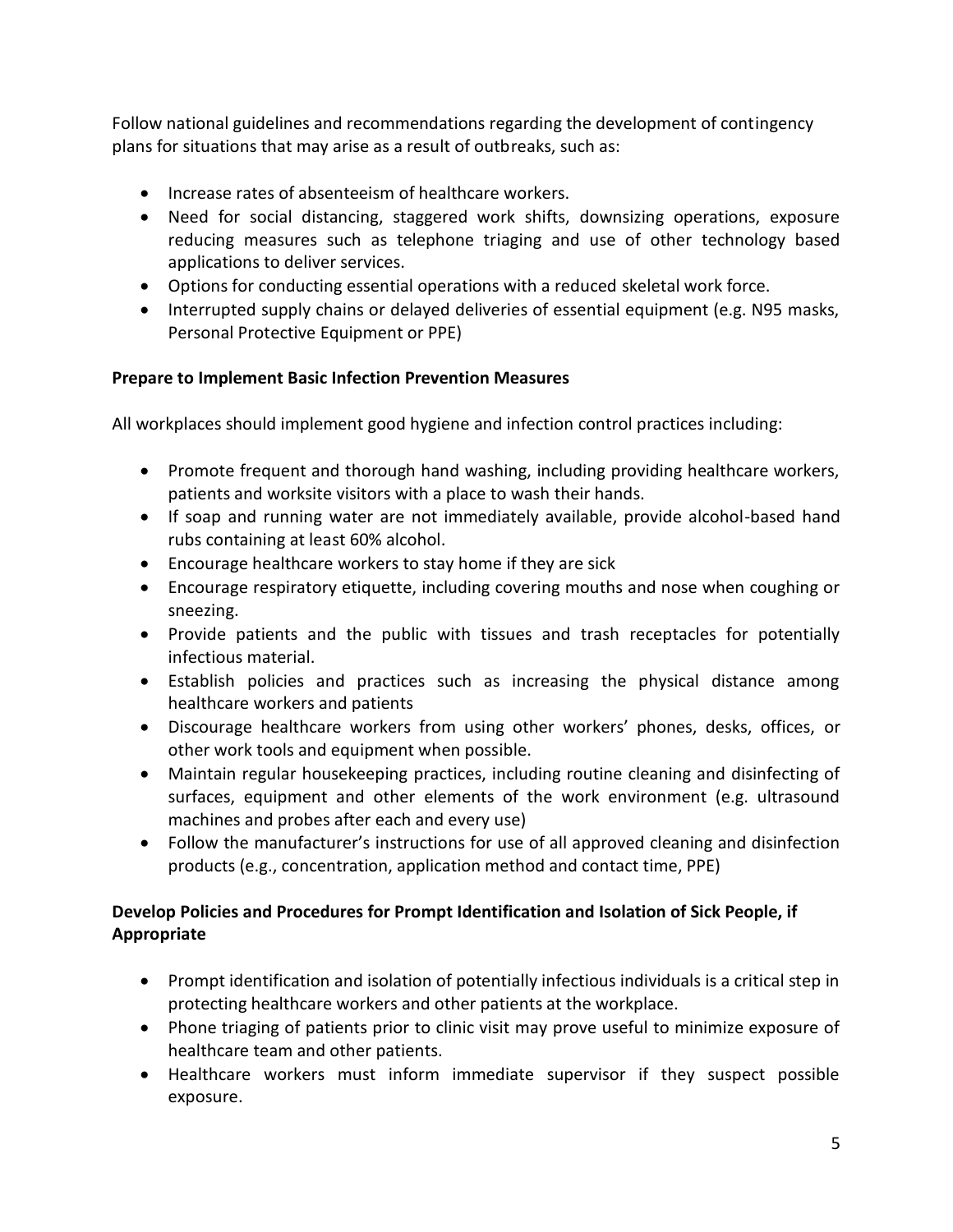Follow national guidelines and recommendations regarding the development of contingency plans for situations that may arise as a result of outbreaks, such as:

- Increase rates of absenteeism of healthcare workers.
- Need for social distancing, staggered work shifts, downsizing operations, exposure reducing measures such as telephone triaging and use of other technology based applications to deliver services.
- Options for conducting essential operations with a reduced skeletal work force.
- Interrupted supply chains or delayed deliveries of essential equipment (e.g. N95 masks, Personal Protective Equipment or PPE)

**Prepare to Implement Basic Infection Prevention Measures**

All workplaces should implement good hygiene and infection control practices including:

- Promote frequent and thorough hand washing, including providing healthcare workers, patients and worksite visitors with a place to wash their hands.
- If soap and running water are not immediately available, provide alcohol-based hand rubs containing at least 60% alcohol.
- Encourage healthcare workers to stay home if they are sick
- Encourage respiratory etiquette, including covering mouths and nose when coughing or sneezing.
- Provide patients and the public with tissues and trash receptacles for potentially infectious material.
- Establish policies and practices such as increasing the physical distance among healthcare workers and patients
- Discourage healthcare workers from using other workers' phones, desks, offices, or other work tools and equipment when possible.
- Maintain regular housekeeping practices, including routine cleaning and disinfecting of surfaces, equipment and other elements of the work environment (e.g. ultrasound machines and probes after each and every use)
- Follow the manufacturer's instructions for use of all approved cleaning and disinfection products (e.g., concentration, application method and contact time, PPE)

**Develop Policies and Procedures for Prompt Identification and Isolation of Sick People, if Appropriate**

- Prompt identification and isolation of potentially infectious individuals is a critical step in protecting healthcare workers and other patients at the workplace.
- Phone triaging of patients prior to clinic visit may prove useful to minimize exposure of healthcare team and other patients.
- Healthcare workers must inform immediate supervisor if they suspect possible exposure.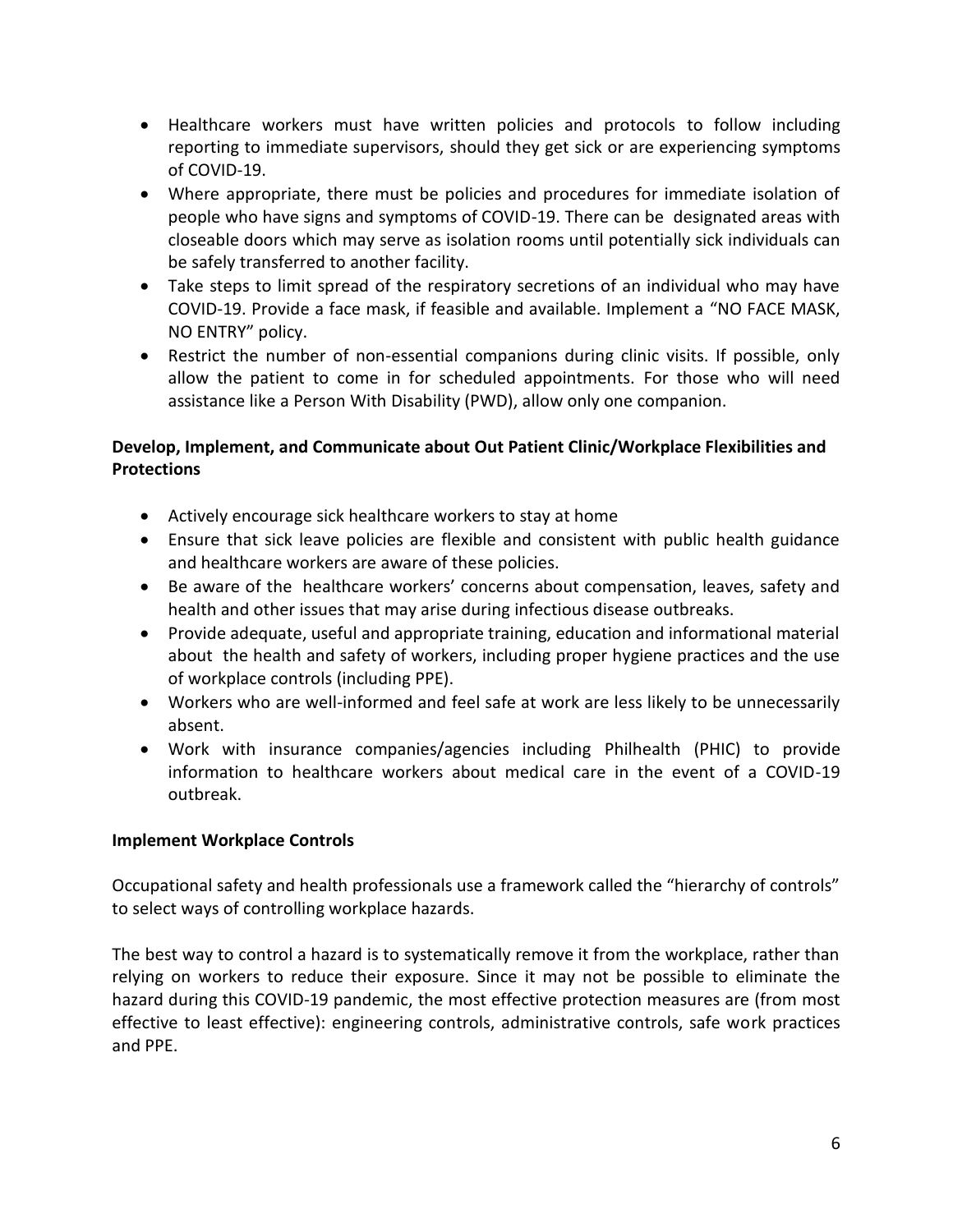- Healthcare workers must have written policies and protocols to follow including reporting to immediate supervisors, should they get sick or are experiencing symptoms of COVID-19.
- Where appropriate, there must be policies and procedures for immediate isolation of people who have signs and symptoms of COVID-19. There can be designated areas with closeable doors which may serve as isolation rooms until potentially sick individuals can be safely transferred to another facility.
- Take steps to limit spread of the respiratory secretions of an individual who may have COVID-19. Provide a face mask, if feasible and available. Implement a "NO FACE MASK, NO ENTRY" policy.
- Restrict the number of non-essential companions during clinic visits. If possible, only allow the patient to come in for scheduled appointments. For those who will need assistance like a Person With Disability (PWD), allow only one companion.

**Develop, Implement, and Communicate about Out Patient Clinic/Workplace Flexibilities and Protections**

- Actively encourage sick healthcare workers to stay at home
- Ensure that sick leave policies are flexible and consistent with public health guidance and healthcare workers are aware of these policies.
- Be aware of the healthcare workers' concerns about compensation, leaves, safety and health and other issues that may arise during infectious disease outbreaks.
- Provide adequate, useful and appropriate training, education and informational material about the health and safety of workers, including proper hygiene practices and the use of workplace controls (including PPE).
- Workers who are well-informed and feel safe at work are less likely to be unnecessarily absent.
- Work with insurance companies/agencies including Philhealth (PHIC) to provide information to healthcare workers about medical care in the event of a COVID-19 outbreak.

**Implement Workplace Controls**

Occupational safety and health professionals use a framework called the "hierarchy of controls" to select ways of controlling workplace hazards.

The best way to control a hazard is to systematically remove it from the workplace, rather than relying on workers to reduce their exposure. Since it may not be possible to eliminate the hazard during this COVID-19 pandemic, the most effective protection measures are (from most effective to least effective): engineering controls, administrative controls, safe work practices and PPE.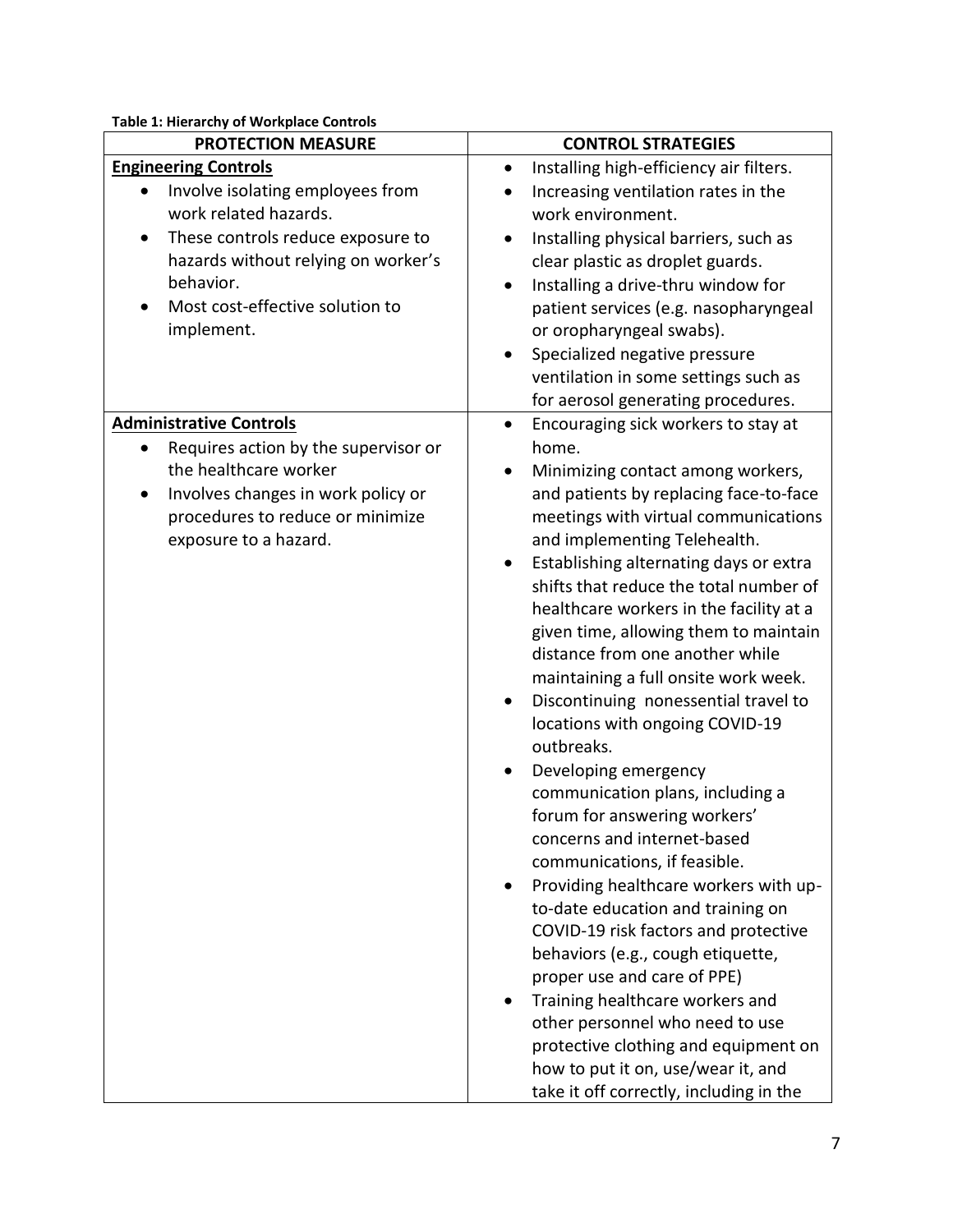**Table 1: Hierarchy of Workplace Controls**

| PROTECTION MEASURE | CONTROL STRATEGIES |
|---|---|
| **Engineering Controls**<br>• Involve isolating employees from work related hazards.<br>• These controls reduce exposure to hazards without relying on worker's behavior.<br>• Most cost-effective solution to implement. | • Installing high-efficiency air filters.<br>• Increasing ventilation rates in the work environment.<br>• Installing physical barriers, such as clear plastic as droplet guards.<br>• Installing a drive-thru window for patient services (e.g. nasopharyngeal or oropharyngeal swabs).<br>• Specialized negative pressure ventilation in some settings such as for aerosol generating procedures. |
| **Administrative Controls**<br>• Requires action by the supervisor or the healthcare worker<br>• Involves changes in work policy or procedures to reduce or minimize exposure to a hazard. | • Encouraging sick workers to stay at home.<br>• Minimizing contact among workers, and patients by replacing face-to-face meetings with virtual communications and implementing Telehealth.<br>• Establishing alternating days or extra shifts that reduce the total number of healthcare workers in the facility at a given time, allowing them to maintain distance from one another while maintaining a full onsite work week.<br>• Discontinuing nonessential travel to locations with ongoing COVID-19 outbreaks.<br>• Developing emergency communication plans, including a forum for answering workers' concerns and internet-based communications, if feasible.<br>• Providing healthcare workers with up-to-date education and training on COVID-19 risk factors and protective behaviors (e.g., cough etiquette, proper use and care of PPE)<br>• Training healthcare workers and other personnel who need to use protective clothing and equipment on how to put it on, use/wear it, and take it off correctly, including in the |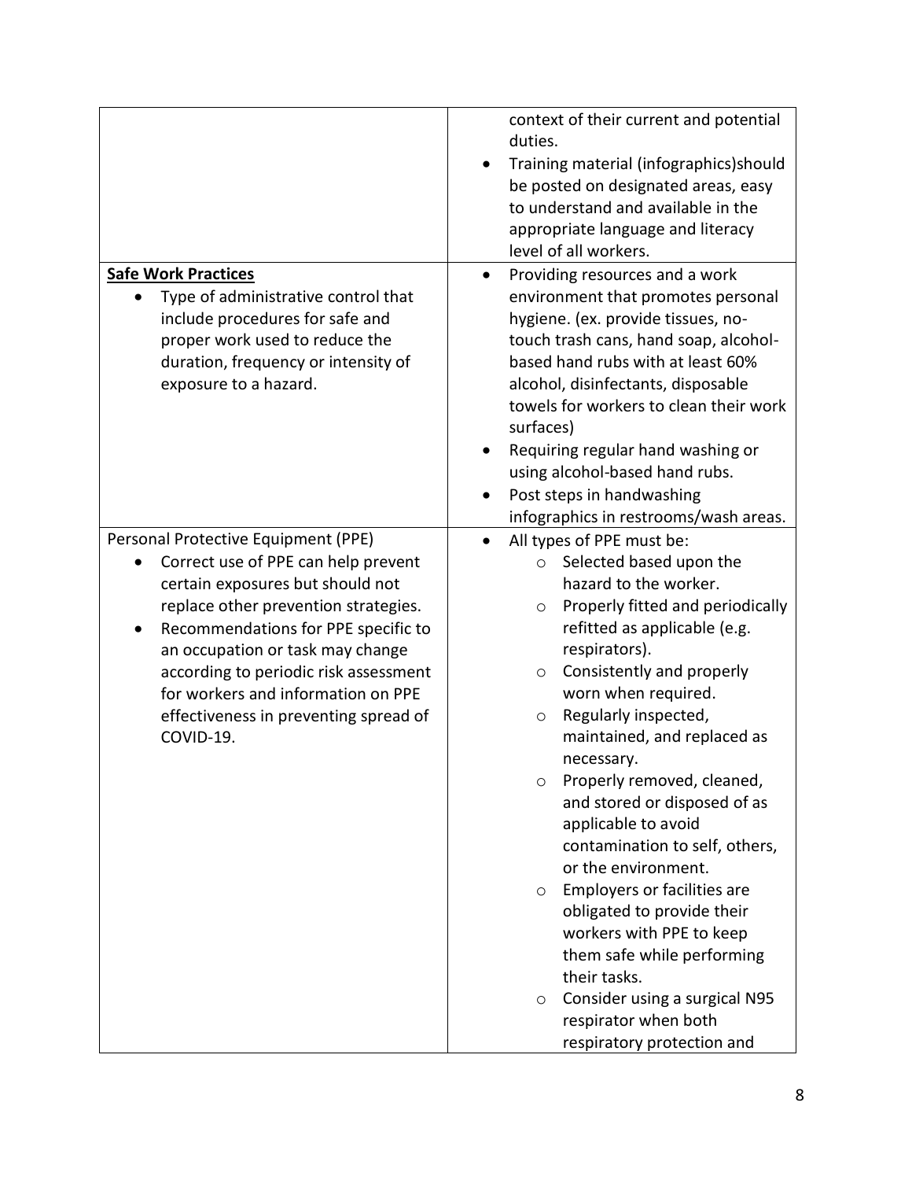| | |
|---|---|
| | context of their current and potential duties.<br>• Training material (infographics)should be posted on designated areas, easy to understand and available in the appropriate language and literacy level of all workers. |
| **Safe Work Practices**<br>• Type of administrative control that include procedures for safe and proper work used to reduce the duration, frequency or intensity of exposure to a hazard. | • Providing resources and a work environment that promotes personal hygiene. (ex. provide tissues, no-touch trash cans, hand soap, alcohol-based hand rubs with at least 60% alcohol, disinfectants, disposable towels for workers to clean their work surfaces)<br>• Requiring regular hand washing or using alcohol-based hand rubs.<br>• Post steps in handwashing infographics in restrooms/wash areas. |
| Personal Protective Equipment (PPE)<br>• Correct use of PPE can help prevent certain exposures but should not replace other prevention strategies.<br>• Recommendations for PPE specific to an occupation or task may change according to periodic risk assessment for workers and information on PPE effectiveness in preventing spread of COVID-19. | • All types of PPE must be:<br>  ○ Selected based upon the hazard to the worker.<br>  ○ Properly fitted and periodically refitted as applicable (e.g. respirators).<br>  ○ Consistently and properly worn when required.<br>  ○ Regularly inspected, maintained, and replaced as necessary.<br>  ○ Properly removed, cleaned, and stored or disposed of as applicable to avoid contamination to self, others, or the environment.<br>  ○ Employers or facilities are obligated to provide their workers with PPE to keep them safe while performing their tasks.<br>  ○ Consider using a surgical N95 respirator when both respiratory protection and |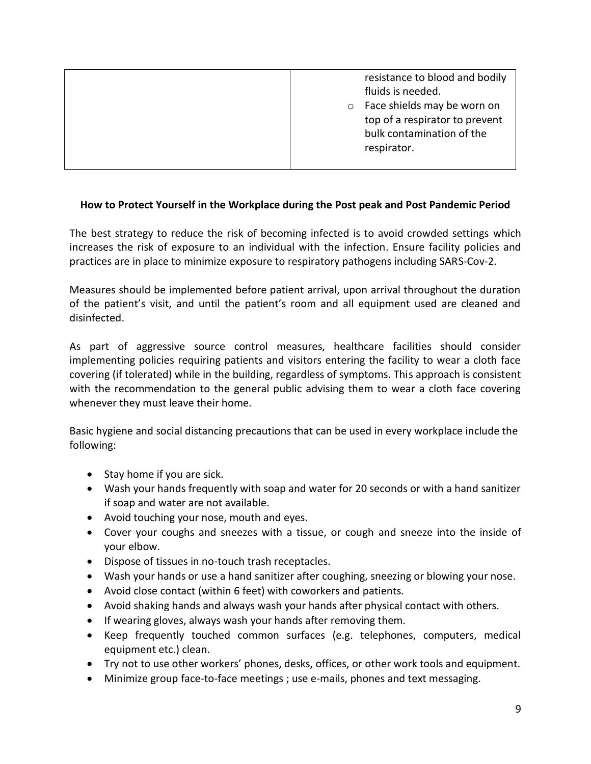|  | resistance to blood and bodily fluids is needed.<br>o Face shields may be worn on top of a respirator to prevent bulk contamination of the respirator. |
|---|---|

**How to Protect Yourself in the Workplace during the Post peak and Post Pandemic Period**

The best strategy to reduce the risk of becoming infected is to avoid crowded settings which increases the risk of exposure to an individual with the infection. Ensure facility policies and practices are in place to minimize exposure to respiratory pathogens including SARS-Cov-2.

Measures should be implemented before patient arrival, upon arrival throughout the duration of the patient's visit, and until the patient's room and all equipment used are cleaned and disinfected.

As part of aggressive source control measures, healthcare facilities should consider implementing policies requiring patients and visitors entering the facility to wear a cloth face covering (if tolerated) while in the building, regardless of symptoms. This approach is consistent with the recommendation to the general public advising them to wear a cloth face covering whenever they must leave their home.

Basic hygiene and social distancing precautions that can be used in every workplace include the following:

- Stay home if you are sick.
- Wash your hands frequently with soap and water for 20 seconds or with a hand sanitizer if soap and water are not available.
- Avoid touching your nose, mouth and eyes.
- Cover your coughs and sneezes with a tissue, or cough and sneeze into the inside of your elbow.
- Dispose of tissues in no-touch trash receptacles.
- Wash your hands or use a hand sanitizer after coughing, sneezing or blowing your nose.
- Avoid close contact (within 6 feet) with coworkers and patients.
- Avoid shaking hands and always wash your hands after physical contact with others.
- If wearing gloves, always wash your hands after removing them.
- Keep frequently touched common surfaces (e.g. telephones, computers, medical equipment etc.) clean.
- Try not to use other workers' phones, desks, offices, or other work tools and equipment.
- Minimize group face-to-face meetings ; use e-mails, phones and text messaging.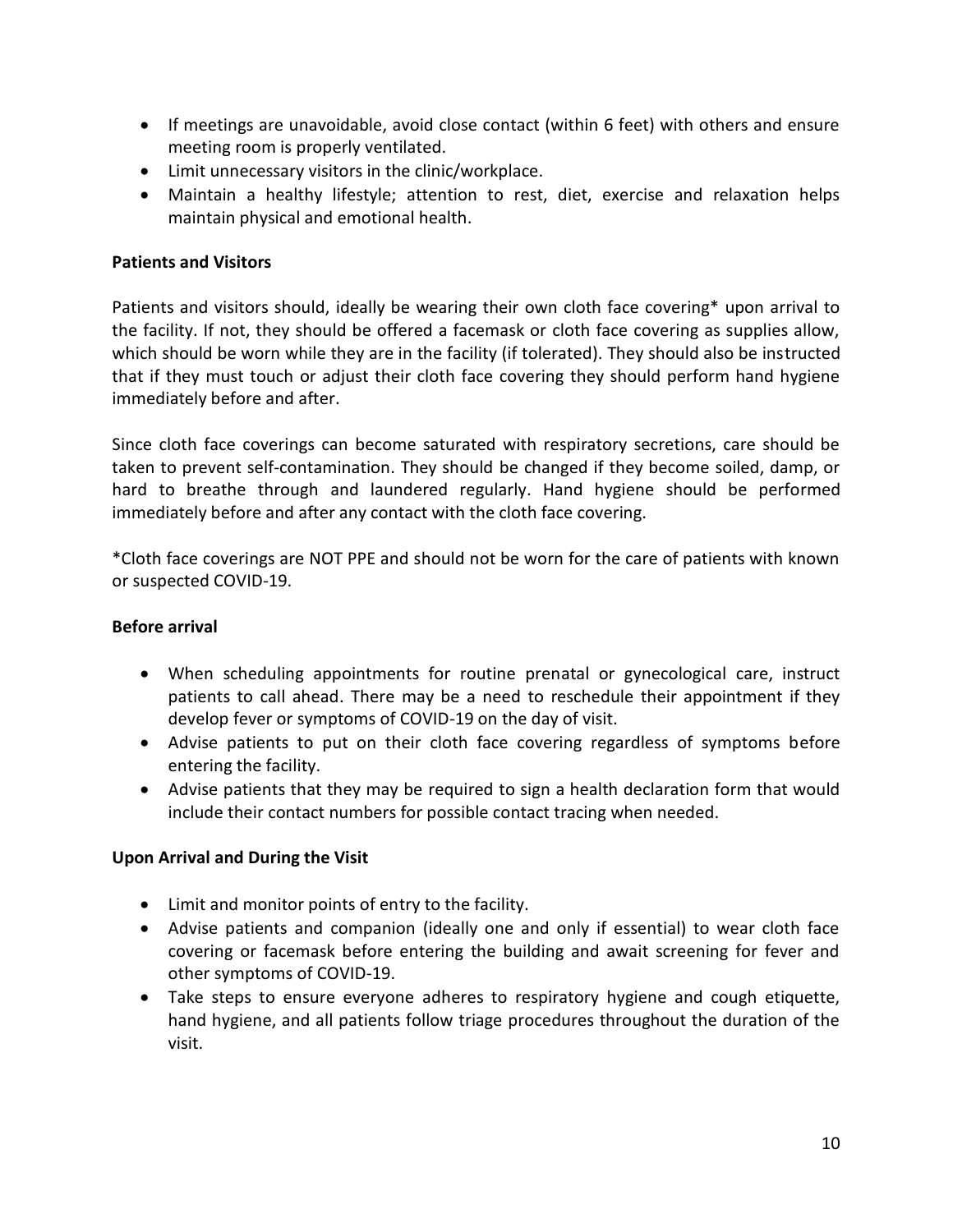- If meetings are unavoidable, avoid close contact (within 6 feet) with others and ensure meeting room is properly ventilated.
- Limit unnecessary visitors in the clinic/workplace.
- Maintain a healthy lifestyle; attention to rest, diet, exercise and relaxation helps maintain physical and emotional health.

**Patients and Visitors**

Patients and visitors should, ideally be wearing their own cloth face covering* upon arrival to the facility. If not, they should be offered a facemask or cloth face covering as supplies allow, which should be worn while they are in the facility (if tolerated). They should also be instructed that if they must touch or adjust their cloth face covering they should perform hand hygiene immediately before and after.

Since cloth face coverings can become saturated with respiratory secretions, care should be taken to prevent self-contamination. They should be changed if they become soiled, damp, or hard to breathe through and laundered regularly. Hand hygiene should be performed immediately before and after any contact with the cloth face covering.

*Cloth face coverings are NOT PPE and should not be worn for the care of patients with known or suspected COVID-19.

**Before arrival**

- When scheduling appointments for routine prenatal or gynecological care, instruct patients to call ahead. There may be a need to reschedule their appointment if they develop fever or symptoms of COVID-19 on the day of visit.
- Advise patients to put on their cloth face covering regardless of symptoms before entering the facility.
- Advise patients that they may be required to sign a health declaration form that would include their contact numbers for possible contact tracing when needed.

**Upon Arrival and During the Visit**

- Limit and monitor points of entry to the facility.
- Advise patients and companion (ideally one and only if essential) to wear cloth face covering or facemask before entering the building and await screening for fever and other symptoms of COVID-19.
- Take steps to ensure everyone adheres to respiratory hygiene and cough etiquette, hand hygiene, and all patients follow triage procedures throughout the duration of the visit.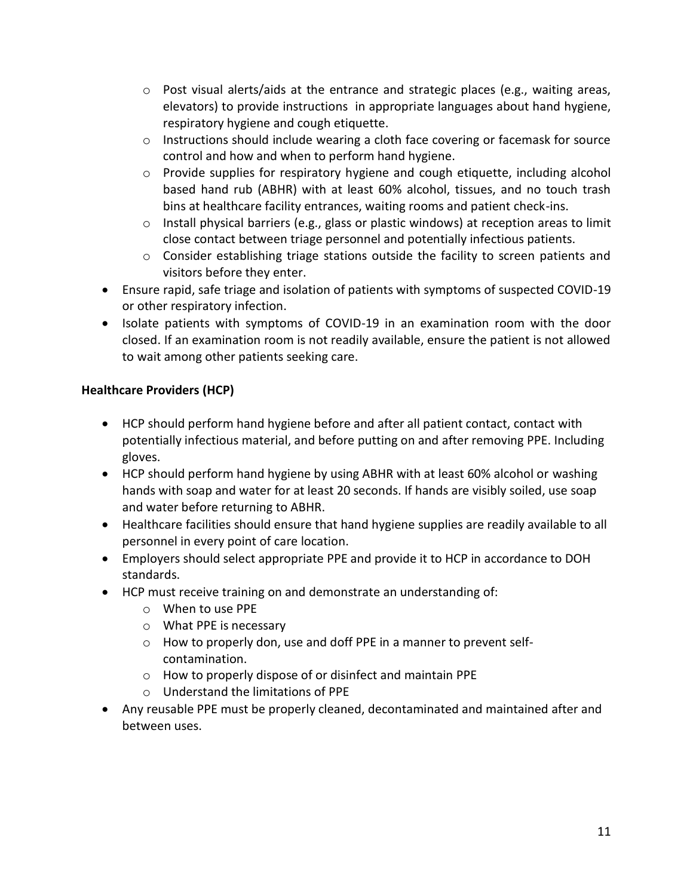- Post visual alerts/aids at the entrance and strategic places (e.g., waiting areas, elevators) to provide instructions in appropriate languages about hand hygiene, respiratory hygiene and cough etiquette.
    - Instructions should include wearing a cloth face covering or facemask for source control and how and when to perform hand hygiene.
    - Provide supplies for respiratory hygiene and cough etiquette, including alcohol based hand rub (ABHR) with at least 60% alcohol, tissues, and no touch trash bins at healthcare facility entrances, waiting rooms and patient check-ins.
    - Install physical barriers (e.g., glass or plastic windows) at reception areas to limit close contact between triage personnel and potentially infectious patients.
    - Consider establishing triage stations outside the facility to screen patients and visitors before they enter.
- Ensure rapid, safe triage and isolation of patients with symptoms of suspected COVID-19 or other respiratory infection.
- Isolate patients with symptoms of COVID-19 in an examination room with the door closed. If an examination room is not readily available, ensure the patient is not allowed to wait among other patients seeking care.

**Healthcare Providers (HCP)**

- HCP should perform hand hygiene before and after all patient contact, contact with potentially infectious material, and before putting on and after removing PPE. Including gloves.
- HCP should perform hand hygiene by using ABHR with at least 60% alcohol or washing hands with soap and water for at least 20 seconds. If hands are visibly soiled, use soap and water before returning to ABHR.
- Healthcare facilities should ensure that hand hygiene supplies are readily available to all personnel in every point of care location.
- Employers should select appropriate PPE and provide it to HCP in accordance to DOH standards.
- HCP must receive training on and demonstrate an understanding of:
    - When to use PPE
    - What PPE is necessary
    - How to properly don, use and doff PPE in a manner to prevent self-contamination.
    - How to properly dispose of or disinfect and maintain PPE
    - Understand the limitations of PPE
- Any reusable PPE must be properly cleaned, decontaminated and maintained after and between uses.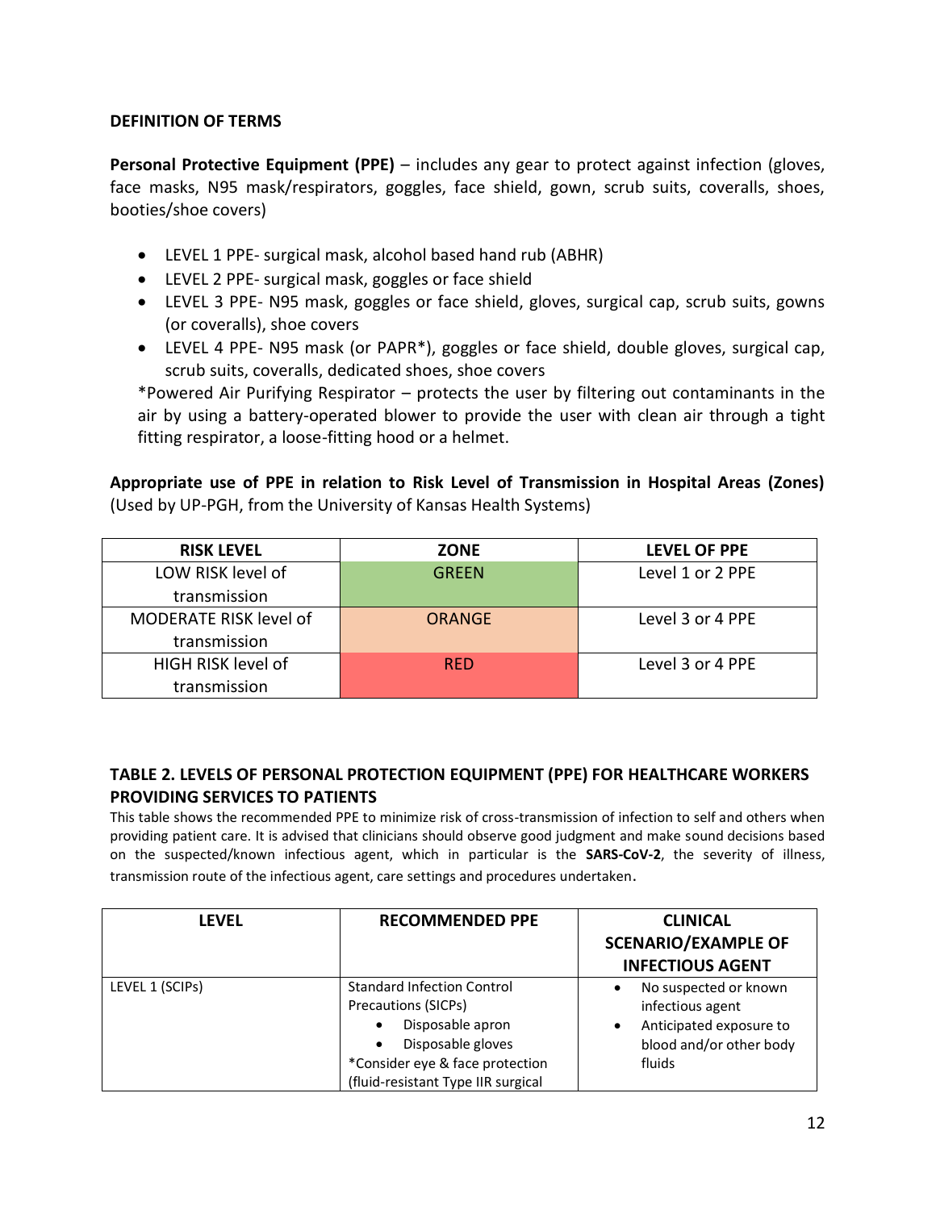**DEFINITION OF TERMS**

**Personal Protective Equipment (PPE)** – includes any gear to protect against infection (gloves, face masks, N95 mask/respirators, goggles, face shield, gown, scrub suits, coveralls, shoes, booties/shoe covers)

- LEVEL 1 PPE- surgical mask, alcohol based hand rub (ABHR)
- LEVEL 2 PPE- surgical mask, goggles or face shield
- LEVEL 3 PPE- N95 mask, goggles or face shield, gloves, surgical cap, scrub suits, gowns (or coveralls), shoe covers
- LEVEL 4 PPE- N95 mask (or PAPR*), goggles or face shield, double gloves, surgical cap, scrub suits, coveralls, dedicated shoes, shoe covers

*Powered Air Purifying Respirator – protects the user by filtering out contaminants in the air by using a battery-operated blower to provide the user with clean air through a tight fitting respirator, a loose-fitting hood or a helmet.

**Appropriate use of PPE in relation to Risk Level of Transmission in Hospital Areas (Zones)** (Used by UP-PGH, from the University of Kansas Health Systems)

| RISK LEVEL | ZONE | LEVEL OF PPE |
|---|---|---|
| LOW RISK level of transmission | GREEN | Level 1 or 2 PPE |
| MODERATE RISK level of transmission | ORANGE | Level 3 or 4 PPE |
| HIGH RISK level of transmission | RED | Level 3 or 4 PPE |

**TABLE 2. LEVELS OF PERSONAL PROTECTION EQUIPMENT (PPE) FOR HEALTHCARE WORKERS PROVIDING SERVICES TO PATIENTS**

This table shows the recommended PPE to minimize risk of cross-transmission of infection to self and others when providing patient care. It is advised that clinicians should observe good judgment and make sound decisions based on the suspected/known infectious agent, which in particular is the **SARS-CoV-2**, the severity of illness, transmission route of the infectious agent, care settings and procedures undertaken.

| LEVEL | RECOMMENDED PPE | CLINICAL SCENARIO/EXAMPLE OF INFECTIOUS AGENT |
|---|---|---|
| LEVEL 1 (SCIPs) | Standard Infection Control Precautions (SICPs)<br>• Disposable apron<br>• Disposable gloves<br>*Consider eye & face protection (fluid-resistant Type IIR surgical | • No suspected or known infectious agent<br>• Anticipated exposure to blood and/or other body fluids |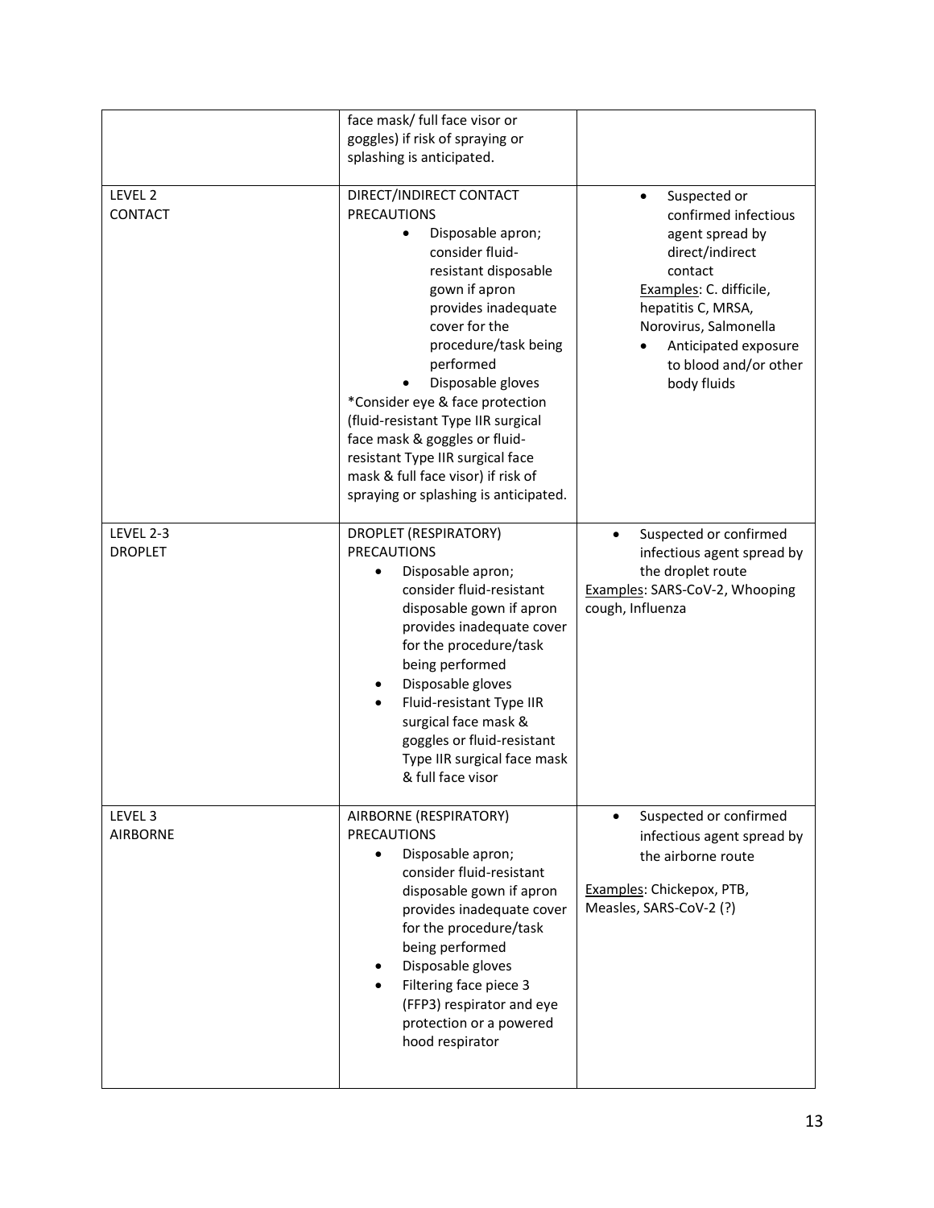| | | |
|---|---|---|
| | face mask/ full face visor or goggles) if risk of spraying or splashing is anticipated. | |
| LEVEL 2<br>CONTACT | DIRECT/INDIRECT CONTACT PRECAUTIONS<br>• Disposable apron; consider fluid-resistant disposable gown if apron provides inadequate cover for the procedure/task being performed<br>• Disposable gloves<br>*Consider eye & face protection (fluid-resistant Type IIR surgical face mask & goggles or fluid-resistant Type IIR surgical face mask & full face visor) if risk of spraying or splashing is anticipated. | • Suspected or confirmed infectious agent spread by direct/indirect contact<br>Examples: C. difficile, hepatitis C, MRSA, Norovirus, Salmonella<br>• Anticipated exposure to blood and/or other body fluids |
| LEVEL 2-3<br>DROPLET | DROPLET (RESPIRATORY) PRECAUTIONS<br>• Disposable apron; consider fluid-resistant disposable gown if apron provides inadequate cover for the procedure/task being performed<br>• Disposable gloves<br>• Fluid-resistant Type IIR surgical face mask & goggles or fluid-resistant Type IIR surgical face mask & full face visor | • Suspected or confirmed infectious agent spread by the droplet route<br>Examples: SARS-CoV-2, Whooping cough, Influenza |
| LEVEL 3<br>AIRBORNE | AIRBORNE (RESPIRATORY) PRECAUTIONS<br>• Disposable apron; consider fluid-resistant disposable gown if apron provides inadequate cover for the procedure/task being performed<br>• Disposable gloves<br>• Filtering face piece 3 (FFP3) respirator and eye protection or a powered hood respirator | • Suspected or confirmed infectious agent spread by the airborne route<br>Examples: Chickepox, PTB, Measles, SARS-CoV-2 (?) |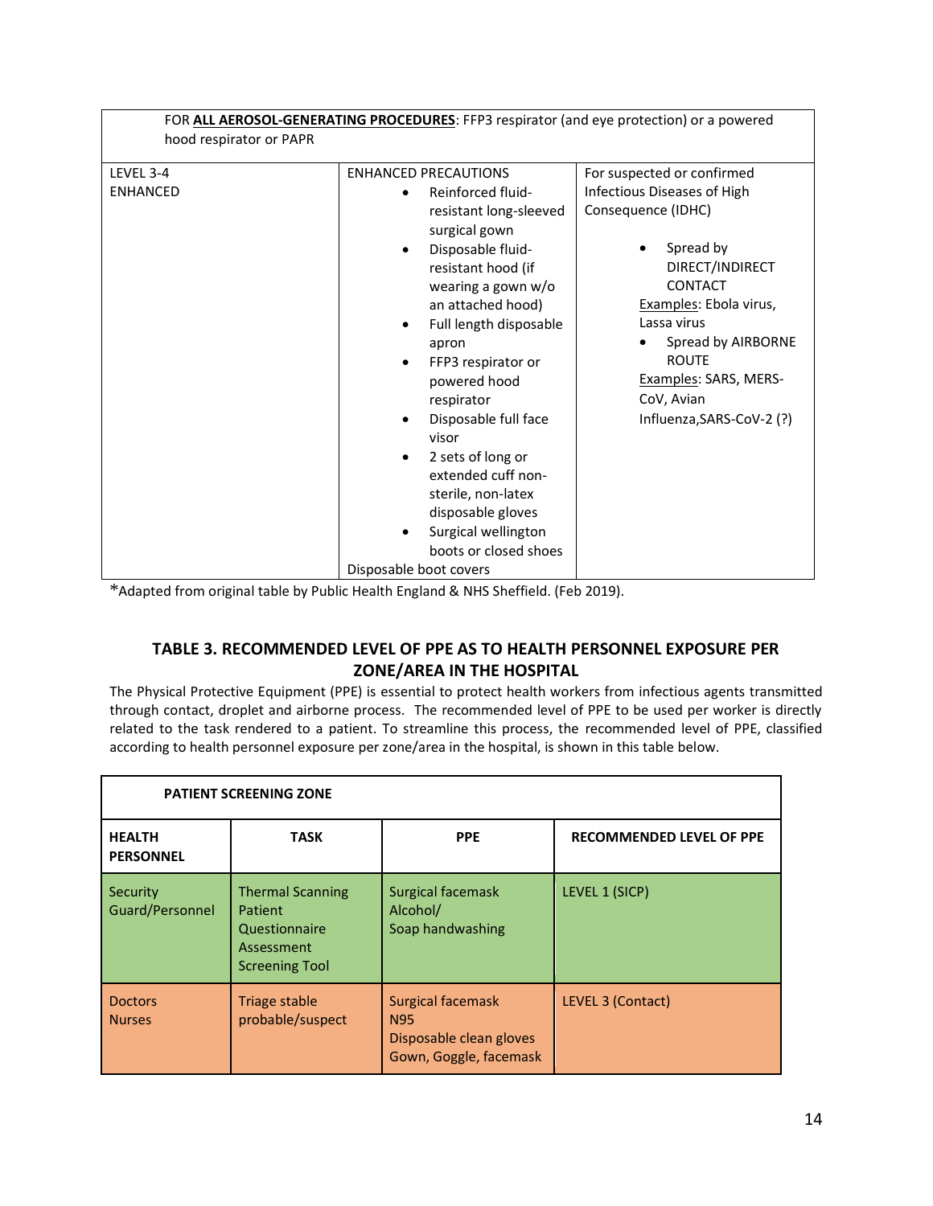| FOR **ALL AEROSOL-GENERATING PROCEDURES**: FFP3 respirator (and eye protection) or a powered hood respirator or PAPR | | |
|---|---|---|
| LEVEL 3-4<br>ENHANCED | ENHANCED PRECAUTIONS<br>• Reinforced fluid-resistant long-sleeved surgical gown<br>• Disposable fluid-resistant hood (if wearing a gown w/o an attached hood)<br>• Full length disposable apron<br>• FFP3 respirator or powered hood respirator<br>• Disposable full face visor<br>• 2 sets of long or extended cuff non-sterile, non-latex disposable gloves<br>• Surgical wellington boots or closed shoes<br>Disposable boot covers | For suspected or confirmed Infectious Diseases of High Consequence (IDHC)<br>• Spread by DIRECT/INDIRECT CONTACT<br>Examples: Ebola virus, Lassa virus<br>• Spread by AIRBORNE ROUTE<br>Examples: SARS, MERS-CoV, Avian Influenza,SARS-CoV-2 (?) |

*Adapted from original table by Public Health England & NHS Sheffield. (Feb 2019).

## TABLE 3. RECOMMENDED LEVEL OF PPE AS TO HEALTH PERSONNEL EXPOSURE PER ZONE/AREA IN THE HOSPITAL

The Physical Protective Equipment (PPE) is essential to protect health workers from infectious agents transmitted through contact, droplet and airborne process. The recommended level of PPE to be used per worker is directly related to the task rendered to a patient. To streamline this process, the recommended level of PPE, classified according to health personnel exposure per zone/area in the hospital, is shown in this table below.

| **PATIENT SCREENING ZONE** | | | |
|---|---|---|---|
| **HEALTH PERSONNEL** | **TASK** | **PPE** | **RECOMMENDED LEVEL OF PPE** |
| Security Guard/Personnel | Thermal Scanning<br>Patient Questionnaire Assessment Screening Tool | Surgical facemask<br>Alcohol/<br>Soap handwashing | LEVEL 1 (SICP) |
| Doctors<br>Nurses | Triage stable probable/suspect | Surgical facemask<br>N95<br>Disposable clean gloves<br>Gown, Goggle, facemask | LEVEL 3 (Contact) |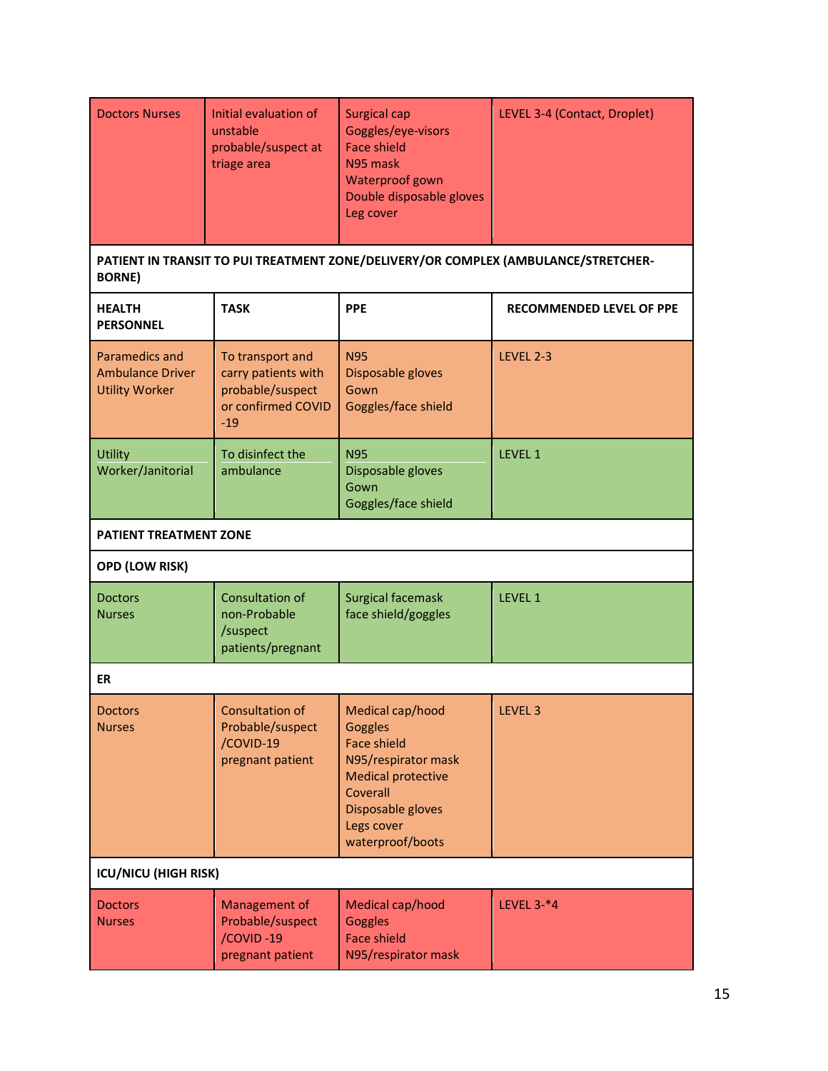| | | | |
|---|---|---|---|
| Doctors Nurses | Initial evaluation of unstable probable/suspect at triage area | Surgical cap<br>Goggles/eye-visors<br>Face shield<br>N95 mask<br>Waterproof gown<br>Double disposable gloves<br>Leg cover | LEVEL 3-4 (Contact, Droplet) |
| **PATIENT IN TRANSIT TO PUI TREATMENT ZONE/DELIVERY/OR COMPLEX (AMBULANCE/STRETCHER-BORNE)** | | | |
| **HEALTH PERSONNEL** | **TASK** | **PPE** | **RECOMMENDED LEVEL OF PPE** |
| Paramedics and Ambulance Driver Utility Worker | To transport and carry patients with probable/suspect or confirmed COVID -19 | N95<br>Disposable gloves<br>Gown<br>Goggles/face shield | LEVEL 2-3 |
| Utility Worker/Janitorial | To disinfect the ambulance | N95<br>Disposable gloves<br>Gown<br>Goggles/face shield | LEVEL 1 |
| **PATIENT TREATMENT ZONE** | | | |
| **OPD (LOW RISK)** | | | |
| Doctors<br>Nurses | Consultation of non-Probable /suspect patients/pregnant | Surgical facemask<br>face shield/goggles | LEVEL 1 |
| **ER** | | | |
| Doctors<br>Nurses | Consultation of Probable/suspect /COVID-19 pregnant patient | Medical cap/hood<br>Goggles<br>Face shield<br>N95/respirator mask<br>Medical protective Coverall<br>Disposable gloves<br>Legs cover<br>waterproof/boots | LEVEL 3 |
| **ICU/NICU (HIGH RISK)** | | | |
| Doctors<br>Nurses | Management of Probable/suspect /COVID -19 pregnant patient | Medical cap/hood<br>Goggles<br>Face shield<br>N95/respirator mask | LEVEL 3-*4 |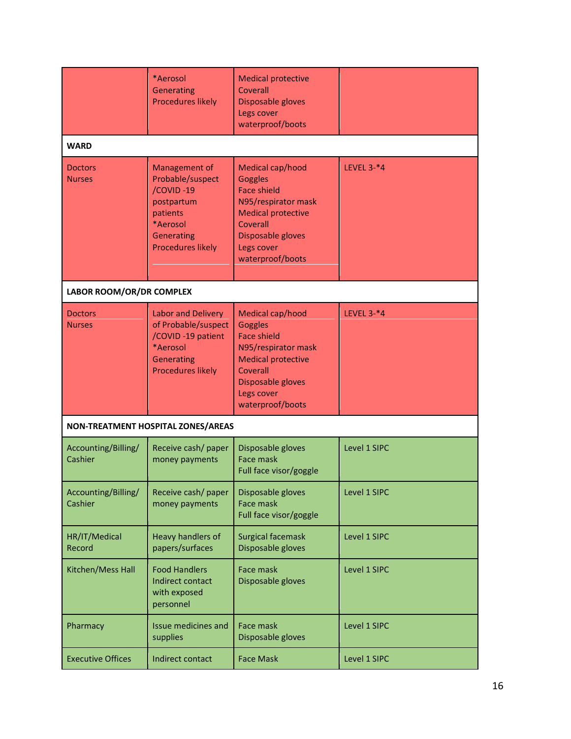| | | | |
|---|---|---|---|
| | *Aerosol Generating Procedures likely | Medical protective Coverall<br>Disposable gloves<br>Legs cover waterproof/boots | |
| **WARD** | | | |
| Doctors<br>Nurses | Management of Probable/suspect /COVID -19 postpartum patients<br>*Aerosol Generating Procedures likely | Medical cap/hood<br>Goggles<br>Face shield<br>N95/respirator mask<br>Medical protective Coverall<br>Disposable gloves<br>Legs cover waterproof/boots | LEVEL 3-*4 |
| **LABOR ROOM/OR/DR COMPLEX** | | | |
| Doctors<br>Nurses | Labor and Delivery of Probable/suspect /COVID -19 patient<br>*Aerosol Generating Procedures likely | Medical cap/hood<br>Goggles<br>Face shield<br>N95/respirator mask<br>Medical protective Coverall<br>Disposable gloves<br>Legs cover waterproof/boots | LEVEL 3-*4 |
| **NON-TREATMENT HOSPITAL ZONES/AREAS** | | | |
| Accounting/Billing/ Cashier | Receive cash/ paper money payments | Disposable gloves<br>Face mask<br>Full face visor/goggle | Level 1 SIPC |
| Accounting/Billing/ Cashier | Receive cash/ paper money payments | Disposable gloves<br>Face mask<br>Full face visor/goggle | Level 1 SIPC |
| HR/IT/Medical Record | Heavy handlers of papers/surfaces | Surgical facemask<br>Disposable gloves | Level 1 SIPC |
| Kitchen/Mess Hall | Food Handlers Indirect contact with exposed personnel | Face mask<br>Disposable gloves | Level 1 SIPC |
| Pharmacy | Issue medicines and supplies | Face mask<br>Disposable gloves | Level 1 SIPC |
| Executive Offices | Indirect contact | Face Mask | Level 1 SIPC |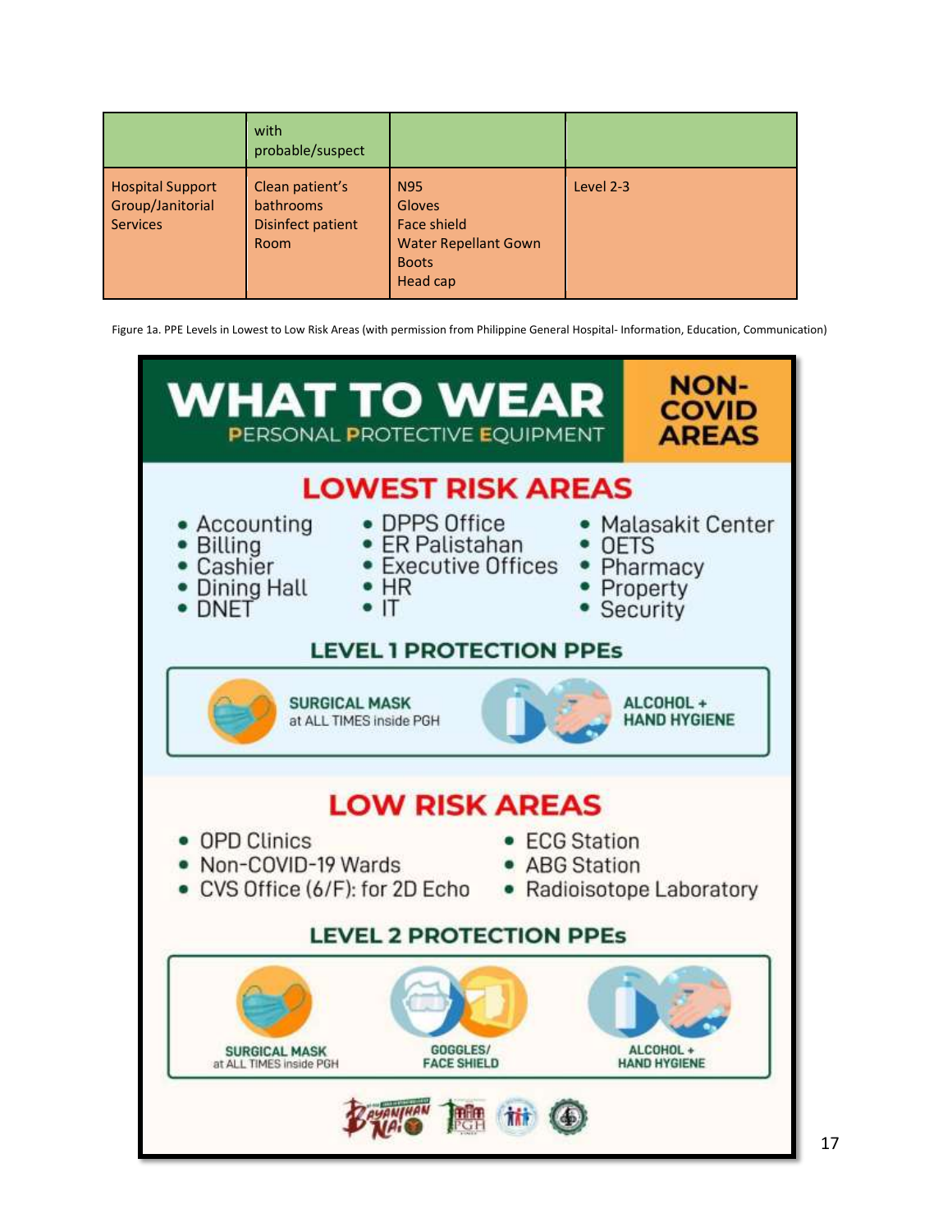|  | with probable/suspect |  |  |
|---|---|---|---|
| Hospital Support Group/Janitorial Services | Clean patient's bathrooms<br>Disinfect patient Room | N95<br>Gloves<br>Face shield<br>Water Repellant Gown<br>Boots<br>Head cap | Level 2-3 |

Figure 1a. PPE Levels in Lowest to Low Risk Areas (with permission from Philippine General Hospital- Information, Education, Communication)

# WHAT TO WEAR

PERSONAL PROTECTIVE EQUIPMENT

NON-COVID AREAS

## LOWEST RISK AREAS

- Accounting
- Billing
- Cashier
- Dining Hall
- DNET
- DPPS Office
- ER Palistahan
- Executive Offices
- HR
- IT
- Malasakit Center
- OETS
- Pharmacy
- Property
- Security

### LEVEL 1 PROTECTION PPEs

- SURGICAL MASK at ALL TIMES inside PGH
- ALCOHOL + HAND HYGIENE

## LOW RISK AREAS

- OPD Clinics
- Non-COVID-19 Wards
- CVS Office (6/F): for 2D Echo
- ECG Station
- ABG Station
- Radioisotope Laboratory

### LEVEL 2 PROTECTION PPEs

- SURGICAL MASK at ALL TIMES inside PGH
- GOGGLES/ FACE SHIELD
- ALCOHOL + HAND HYGIENE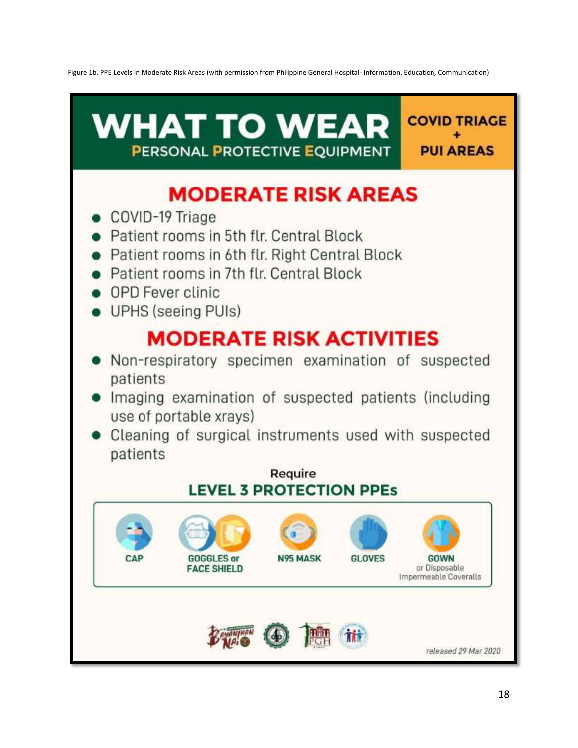Figure 1b. PPE Levels in Moderate Risk Areas (with permission from Philippine General Hospital- Information, Education, Communication)

# WHAT TO WEAR

**PERSONAL PROTECTIVE EQUIPMENT**

**COVID TRIAGE + PUI AREAS**

## MODERATE RISK AREAS

- COVID-19 Triage
- Patient rooms in 5th flr. Central Block
- Patient rooms in 6th flr. Right Central Block
- Patient rooms in 7th flr. Central Block
- OPD Fever clinic
- UPHS (seeing PUIs)

## MODERATE RISK ACTIVITIES

- Non-respiratory specimen examination of suspected patients
- Imaging examination of suspected patients (including use of portable xrays)
- Cleaning of surgical instruments used with suspected patients

Require

**LEVEL 3 PROTECTION PPEs**

- CAP
- GOGGLES or FACE SHIELD
- N95 MASK
- GLOVES
- GOWN or Disposable Impermeable Coveralls

*released 29 Mar 2020*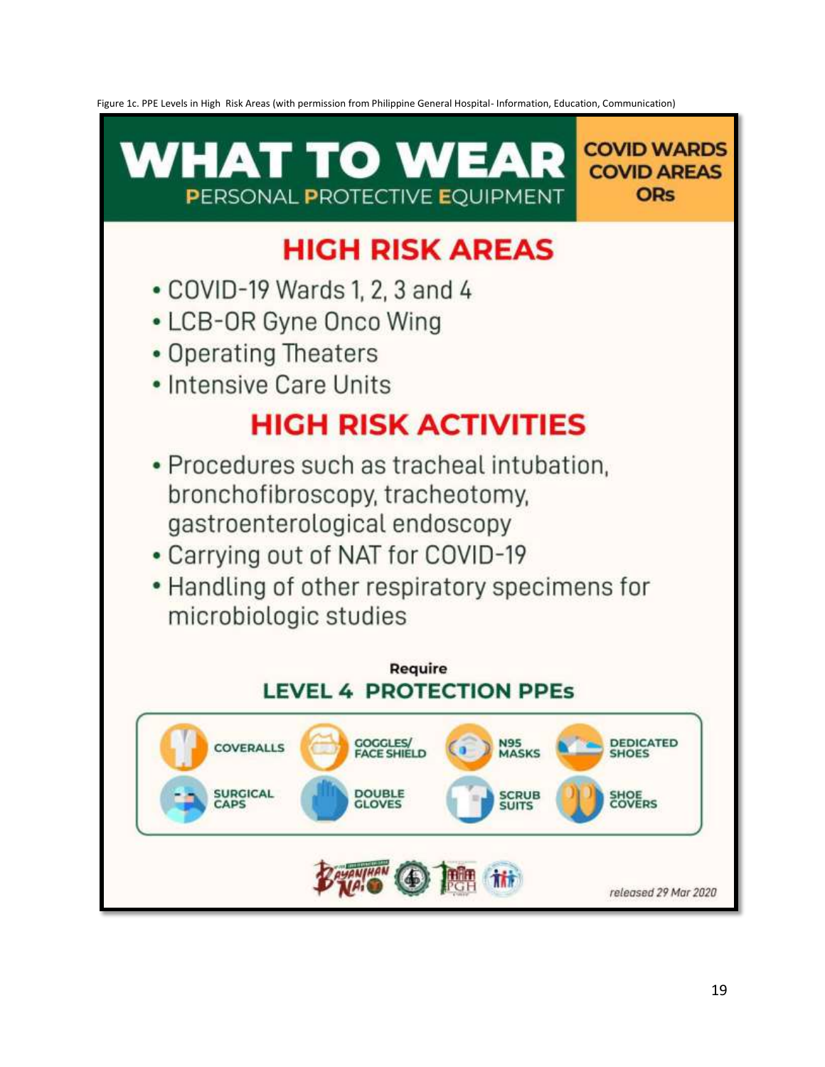Figure 1c. PPE Levels in High Risk Areas (with permission from Philippine General Hospital- Information, Education, Communication)

# WHAT TO WEAR

PERSONAL PROTECTIVE EQUIPMENT

**COVID WARDS**
**COVID AREAS**
**ORs**

## HIGH RISK AREAS

- COVID-19 Wards 1, 2, 3 and 4
- LCB-OR Gyne Onco Wing
- Operating Theaters
- Intensive Care Units

## HIGH RISK ACTIVITIES

- Procedures such as tracheal intubation, bronchofibroscopy, tracheotomy, gastroenterological endoscopy
- Carrying out of NAT for COVID-19
- Handling of other respiratory specimens for microbiologic studies

**Require**

### LEVEL 4 PROTECTION PPEs

| | | | |
|---|---|---|---|
| COVERALLS | GOGGLES/ FACE SHIELD | N95 MASKS | DEDICATED SHOES |
| SURGICAL CAPS | DOUBLE GLOVES | SCRUB SUITS | SHOE COVERS |

*released 29 Mar 2020*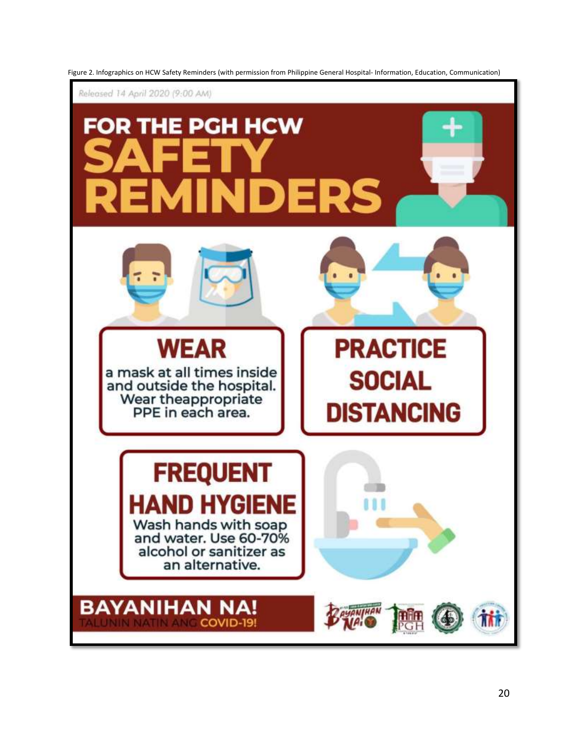Figure 2. Infographics on HCW Safety Reminders (with permission from Philippine General Hospital- Information, Education, Communication)

Released 14 April 2020 (9:00 AM)

# FOR THE PGH HCW SAFETY REMINDERS

**WEAR**
a mask at all times inside and outside the hospital. Wear theappropriate PPE in each area.

**PRACTICE SOCIAL DISTANCING**

**FREQUENT HAND HYGIENE**
Wash hands with soap and water. Use 60-70% alcohol or sanitizer as an alternative.

**BAYANIHAN NA!**
TALUNIN NATIN ANG COVID-19!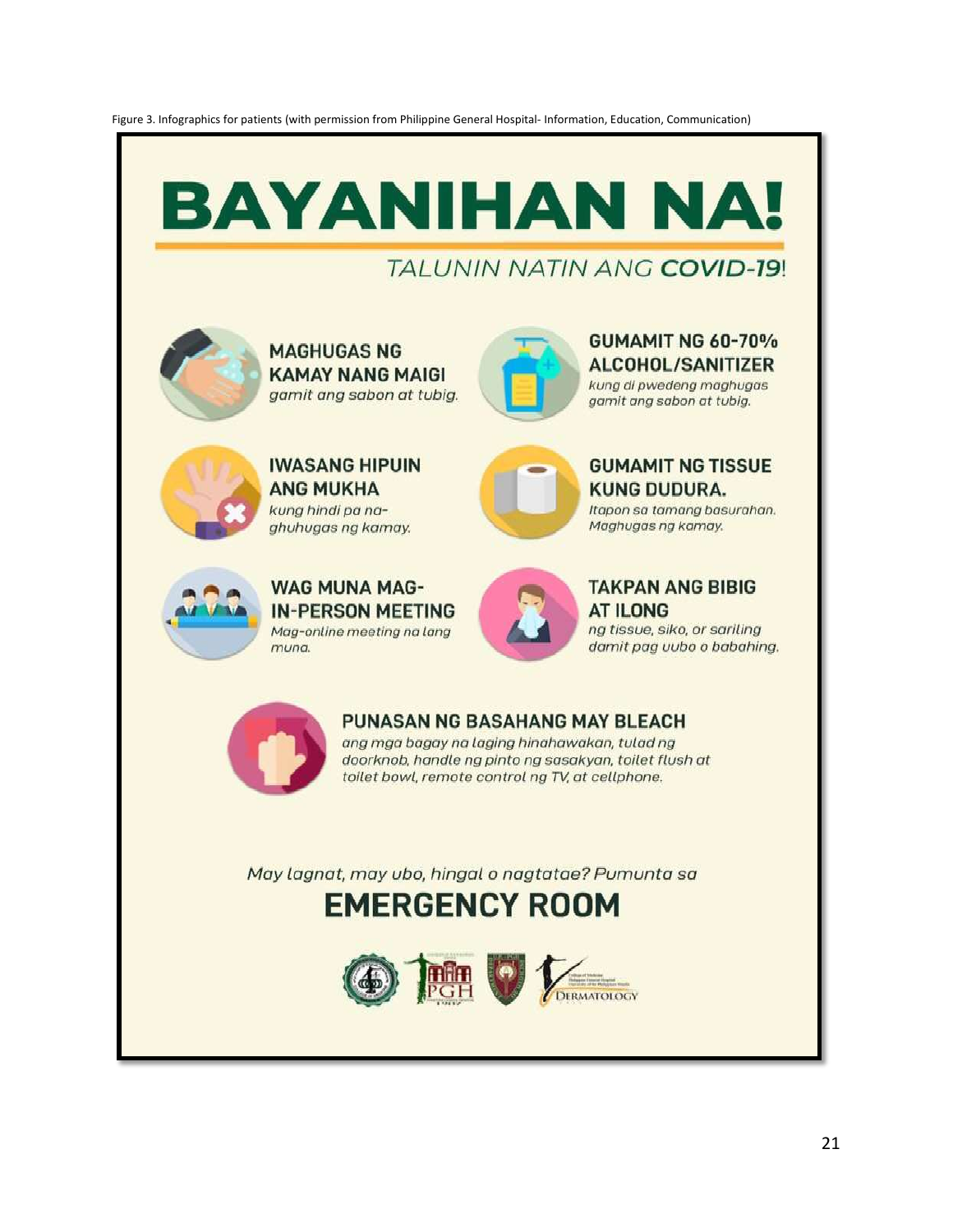Figure 3. Infographics for patients (with permission from Philippine General Hospital- Information, Education, Communication)

# BAYANIHAN NA!

## TALUNIN NATIN ANG **COVID-19**!

**MAGHUGAS NG KAMAY NANG MAIGI**
*gamit ang sabon at tubig.*

**GUMAMIT NG 60-70% ALCOHOL/SANITIZER**
*kung di pwedeng maghugas gamit ang sabon at tubig.*

**IWASANG HIPUIN ANG MUKHA**
*kung hindi pa na-ghuhugas ng kamay.*

**GUMAMIT NG TISSUE KUNG DUDURA.**
*Itapon sa tamang basurahan. Maghugas ng kamay.*

**WAG MUNA MAG-IN-PERSON MEETING**
*Mag-online meeting na lang muna.*

**TAKPAN ANG BIBIG AT ILONG**
*ng tissue, siko, or sariling damit pag uubo o babahing.*

**PUNASAN NG BASAHANG MAY BLEACH**
*ang mga bagay na laging hinahawakan, tulad ng doorknob, handle ng pinto ng sasakyan, toilet flush at toilet bowl, remote control ng TV, at cellphone.*

*May lagnat, may ubo, hingal o nagtatae? Pumunta sa*

**EMERGENCY ROOM**

PGH DERMATOLOGY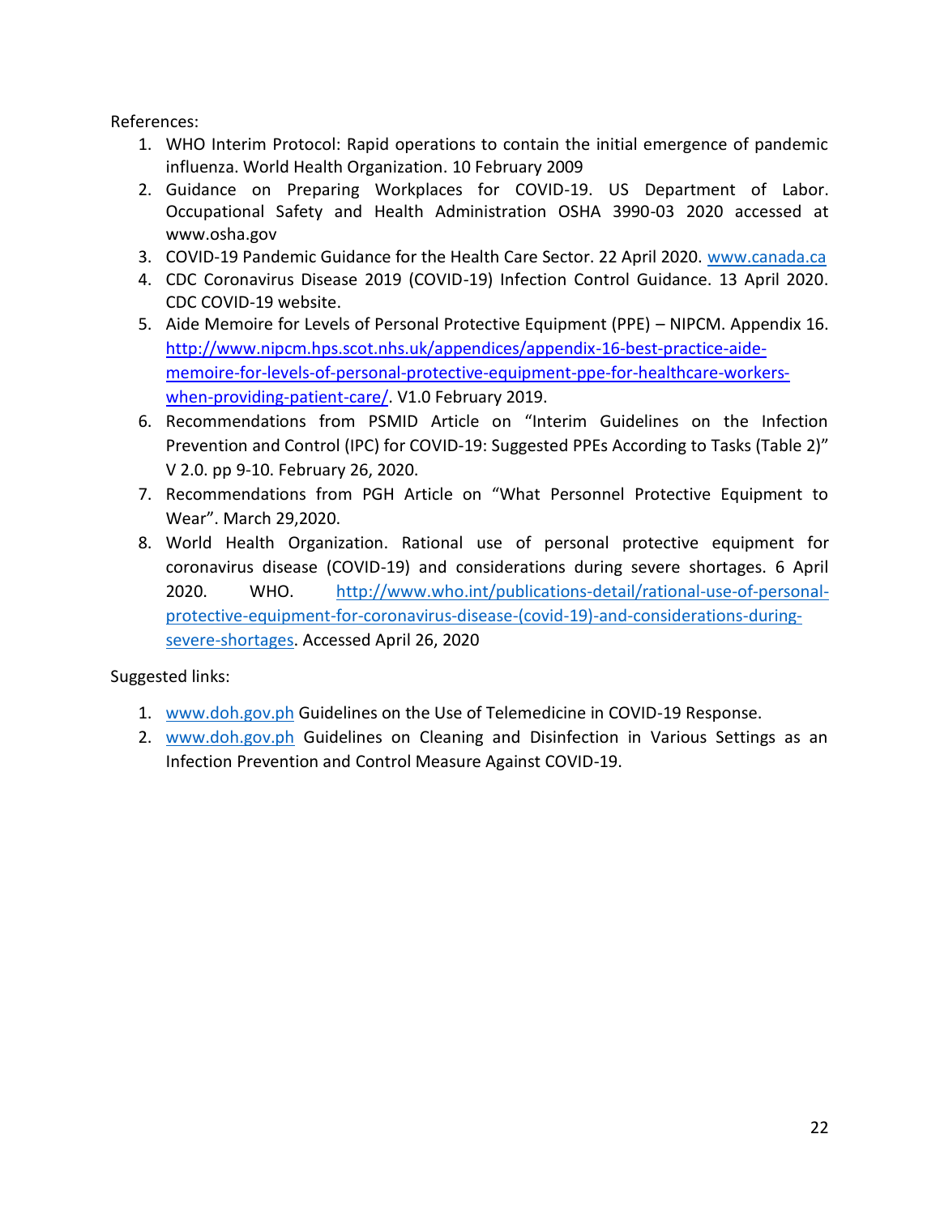References:

1. WHO Interim Protocol: Rapid operations to contain the initial emergence of pandemic influenza. World Health Organization. 10 February 2009
2. Guidance on Preparing Workplaces for COVID-19. US Department of Labor. Occupational Safety and Health Administration OSHA 3990-03 2020 accessed at www.osha.gov
3. COVID-19 Pandemic Guidance for the Health Care Sector. 22 April 2020. www.canada.ca
4. CDC Coronavirus Disease 2019 (COVID-19) Infection Control Guidance. 13 April 2020. CDC COVID-19 website.
5. Aide Memoire for Levels of Personal Protective Equipment (PPE) – NIPCM. Appendix 16. http://www.nipcm.hps.scot.nhs.uk/appendices/appendix-16-best-practice-aide-memoire-for-levels-of-personal-protective-equipment-ppe-for-healthcare-workers-when-providing-patient-care/. V1.0 February 2019.
6. Recommendations from PSMID Article on "Interim Guidelines on the Infection Prevention and Control (IPC) for COVID-19: Suggested PPEs According to Tasks (Table 2)" V 2.0. pp 9-10. February 26, 2020.
7. Recommendations from PGH Article on "What Personnel Protective Equipment to Wear". March 29,2020.
8. World Health Organization. Rational use of personal protective equipment for coronavirus disease (COVID-19) and considerations during severe shortages. 6 April 2020. WHO. http://www.who.int/publications-detail/rational-use-of-personal-protective-equipment-for-coronavirus-disease-(covid-19)-and-considerations-during-severe-shortages. Accessed April 26, 2020

Suggested links:

1. www.doh.gov.ph Guidelines on the Use of Telemedicine in COVID-19 Response.
2. www.doh.gov.ph Guidelines on Cleaning and Disinfection in Various Settings as an Infection Prevention and Control Measure Against COVID-19.